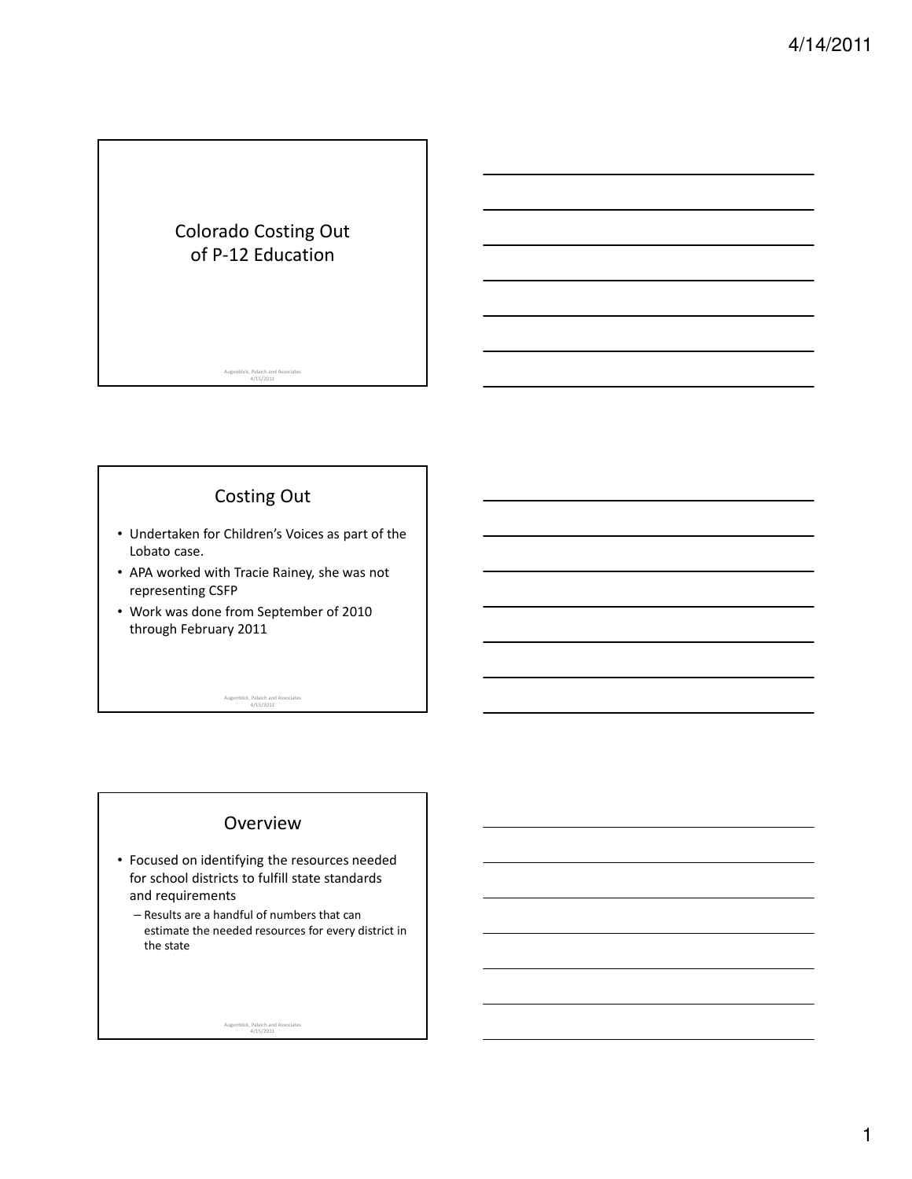# Colorado Costing Out of P-12 Education

Augenblick, Palaich and Associates
4/15/2011

## Costing Out

- Undertaken for Children's Voices as part of the Lobato case.
- APA worked with Tracie Rainey, she was not representing CSFP
- Work was done from September of 2010 through February 2011

Augenblick, Palaich and Associates
4/15/2011

## Overview

- Focused on identifying the resources needed for school districts to fulfill state standards and requirements
  - Results are a handful of numbers that can estimate the needed resources for every district in the state

Augenblick, Palaich and Associates
4/15/2011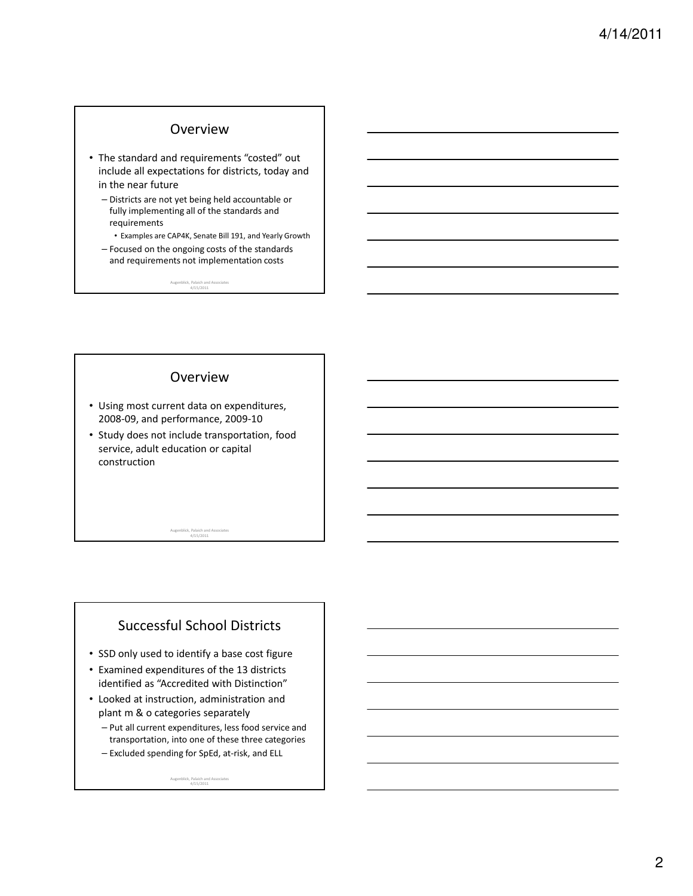## Overview

- The standard and requirements "costed" out include all expectations for districts, today and in the near future
  - Districts are not yet being held accountable or fully implementing all of the standards and requirements
    - Examples are CAP4K, Senate Bill 191, and Yearly Growth
  - Focused on the ongoing costs of the standards and requirements not implementation costs

Augenblick, Palaich and Associates
4/15/2011

## Overview

- Using most current data on expenditures, 2008-09, and performance, 2009-10
- Study does not include transportation, food service, adult education or capital construction

Augenblick, Palaich and Associates
4/15/2011

## Successful School Districts

- SSD only used to identify a base cost figure
- Examined expenditures of the 13 districts identified as "Accredited with Distinction"
- Looked at instruction, administration and plant m & o categories separately
  - Put all current expenditures, less food service and transportation, into one of these three categories
  - Excluded spending for SpEd, at-risk, and ELL

Augenblick, Palaich and Associates
4/15/2011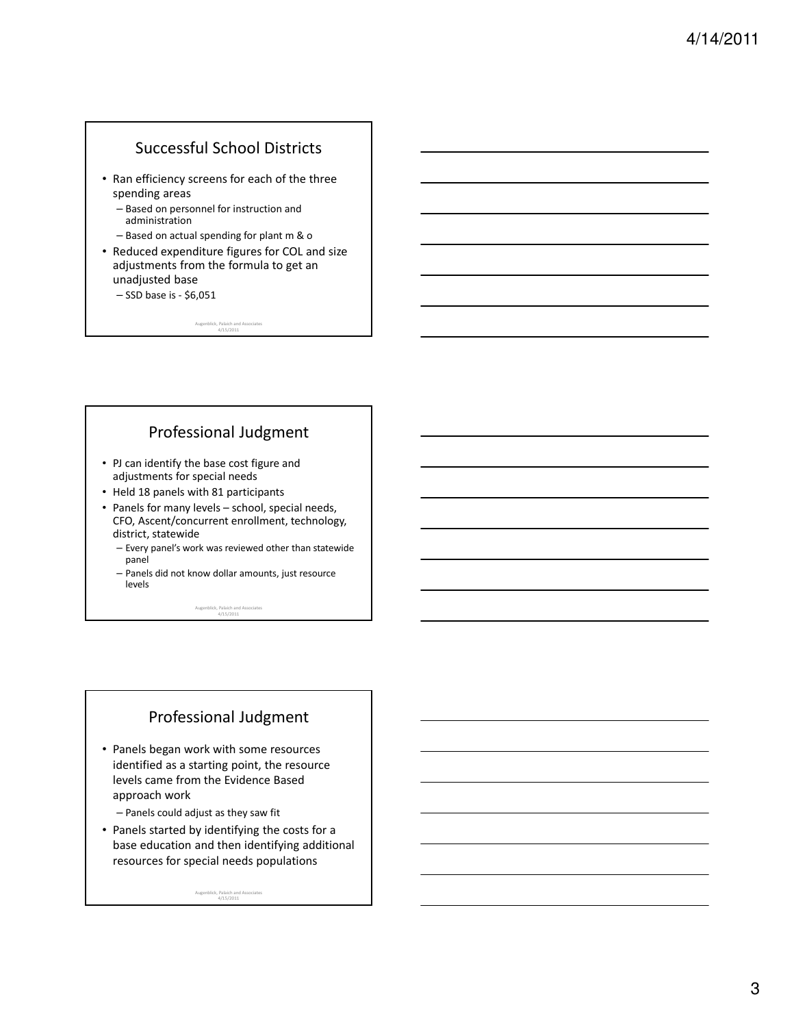## Successful School Districts

- Ran efficiency screens for each of the three spending areas
  - Based on personnel for instruction and administration
  - Based on actual spending for plant m & o
- Reduced expenditure figures for COL and size adjustments from the formula to get an unadjusted base
  - SSD base is - $6,051

Augenblick, Palaich and Associates
4/15/2011

## Professional Judgment

- PJ can identify the base cost figure and adjustments for special needs
- Held 18 panels with 81 participants
- Panels for many levels – school, special needs, CFO, Ascent/concurrent enrollment, technology, district, statewide
  - Every panel's work was reviewed other than statewide panel
  - Panels did not know dollar amounts, just resource levels

Augenblick, Palaich and Associates
4/15/2011

## Professional Judgment

- Panels began work with some resources identified as a starting point, the resource levels came from the Evidence Based approach work
  - Panels could adjust as they saw fit
- Panels started by identifying the costs for a base education and then identifying additional resources for special needs populations

Augenblick, Palaich and Associates
4/15/2011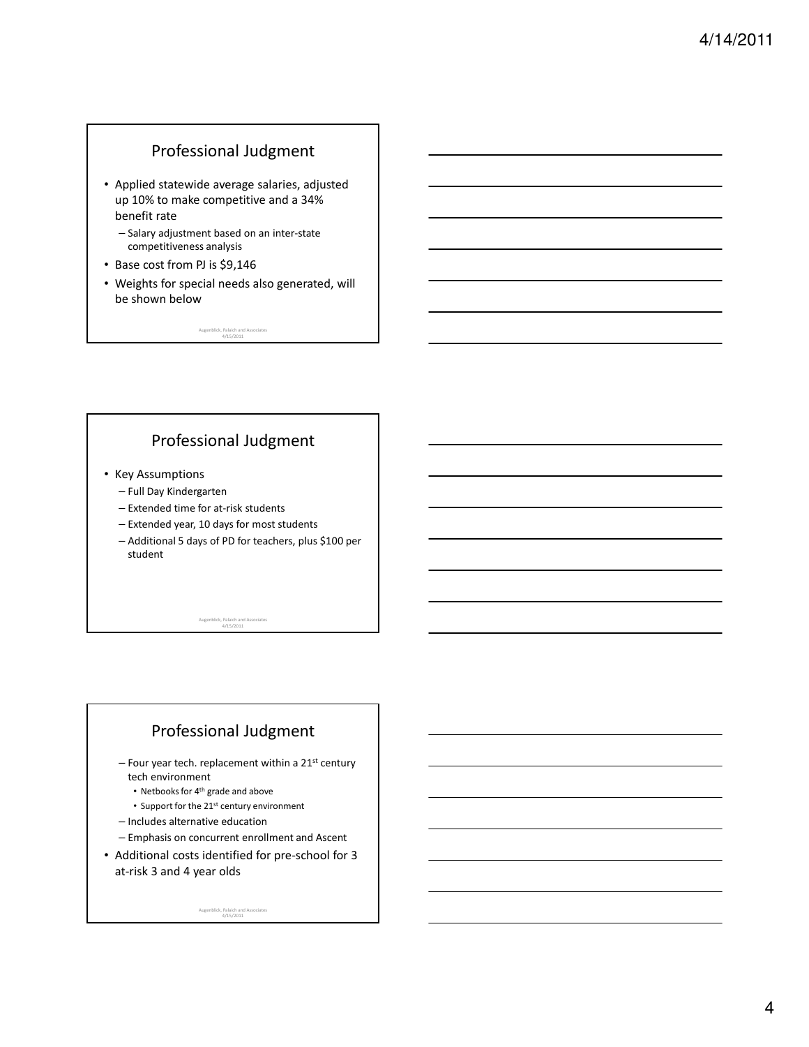## Professional Judgment

- Applied statewide average salaries, adjusted up 10% to make competitive and a 34% benefit rate
  - Salary adjustment based on an inter-state competitiveness analysis
- Base cost from PJ is $9,146
- Weights for special needs also generated, will be shown below

Augenblick, Palaich and Associates
4/15/2011

## Professional Judgment

- Key Assumptions
  - Full Day Kindergarten
  - Extended time for at-risk students
  - Extended year, 10 days for most students
  - Additional 5 days of PD for teachers, plus $100 per student

Augenblick, Palaich and Associates
4/15/2011

## Professional Judgment

- Four year tech. replacement within a 21st century tech environment
  - Netbooks for 4th grade and above
  - Support for the 21st century environment
- Includes alternative education
- Emphasis on concurrent enrollment and Ascent

- Additional costs identified for pre-school for 3 at-risk 3 and 4 year olds

Augenblick, Palaich and Associates
4/15/2011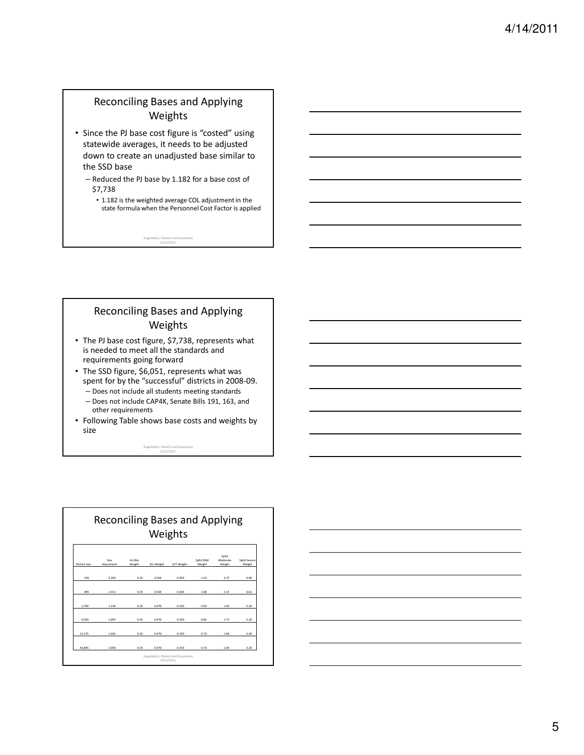## Reconciling Bases and Applying Weights

- Since the PJ base cost figure is "costed" using statewide averages, it needs to be adjusted down to create an unadjusted base similar to the SSD base
  - Reduced the PJ base by 1.182 for a base cost of $7,738
    - 1.182 is the weighted average COL adjustment in the state formula when the Personnel Cost Factor is applied

Augenblick, Palaich and Associates
4/15/2011

## Reconciling Bases and Applying Weights

- The PJ base cost figure, $7,738, represents what is needed to meet all the standards and requirements going forward
- The SSD figure, $6,051, represents what was spent for by the "successful" districts in 2008-09.
  - Does not include all students meeting standards
  - Does not include CAP4K, Senate Bills 191, 163, and other requirements
- Following Table shows base costs and weights by size

Augenblick, Palaich and Associates
4/15/2011

## Reconciling Bases and Applying Weights

| District Size | Size Adjustment | At-Risk Weight | ELL Weight | G/T Weight | SpEd Mild Weight | SpEd Moderate Weight | SpEd Severe Weight |
|---|---|---|---|---|---|---|---|
| 156 | 2.269 | 0.35 | 0.564 | 0.300 | 1.24 | 2.37 | 6.96 |
| 495 | 1.411 | 0.35 | 0.564 | 0.300 | 1.08 | 2.15 | 6.61 |
| 1,790 | 1.144 | 0.35 | 0.470 | 0.250 | 0.93 | 1.93 | 5.20 |
| 5,050 | 1.097 | 0.35 | 0.470 | 0.250 | 0.82 | 1.77 | 5.20 |
| 13,275 | 1.042 | 0.35 | 0.470 | 0.250 | 0.73 | 1.69 | 5.20 |
| 43,865 | 1.000 | 0.35 | 0.470 | 0.250 | 0.73 | 1.69 | 5.20 |

Augenblick, Palaich and Associates
4/15/2011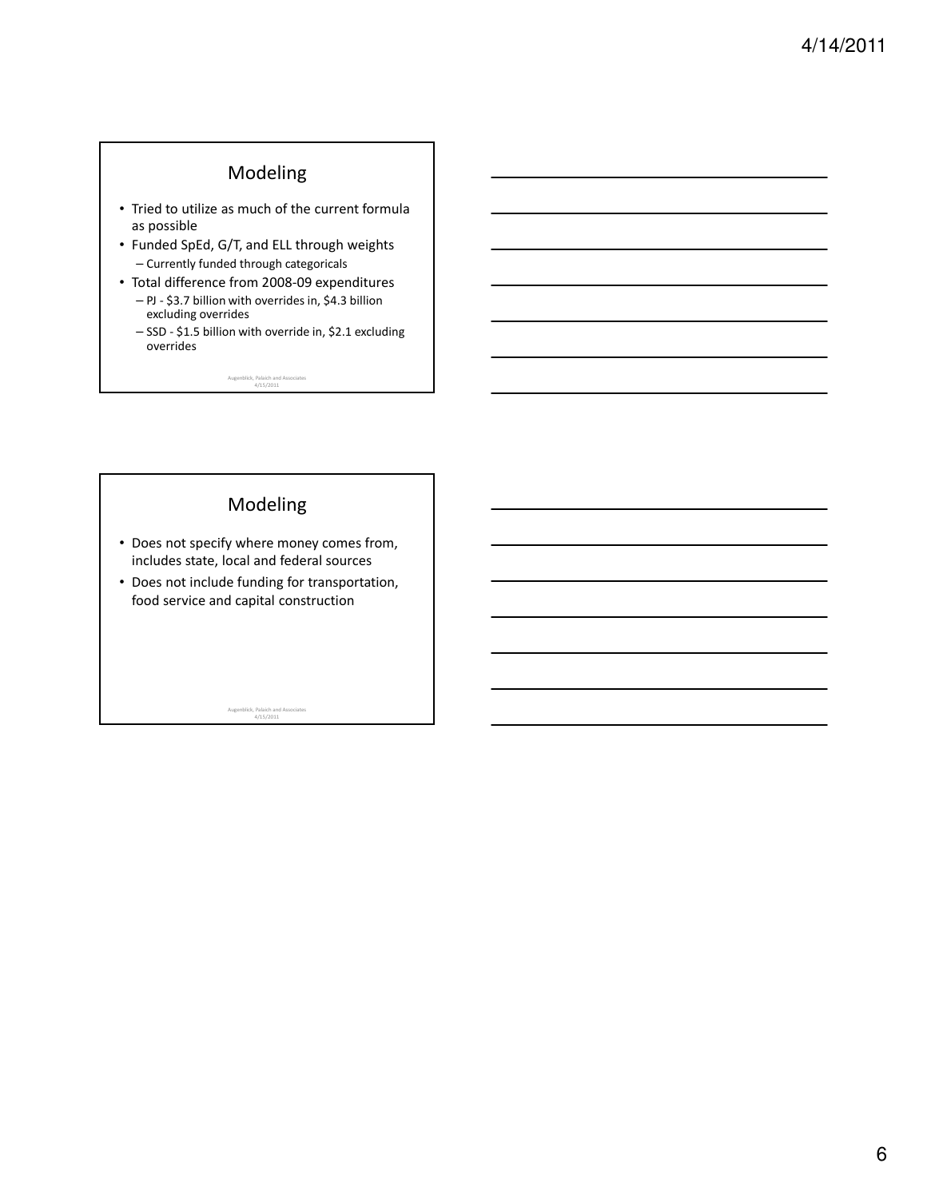## Modeling

- Tried to utilize as much of the current formula as possible
- Funded SpEd, G/T, and ELL through weights
  - Currently funded through categoricals
- Total difference from 2008-09 expenditures
  - PJ - $3.7 billion with overrides in, $4.3 billion excluding overrides
  - SSD - $1.5 billion with override in, $2.1 excluding overrides

Augenblick, Palaich and Associates
4/15/2011

## Modeling

- Does not specify where money comes from, includes state, local and federal sources
- Does not include funding for transportation, food service and capital construction

Augenblick, Palaich and Associates
4/15/2011